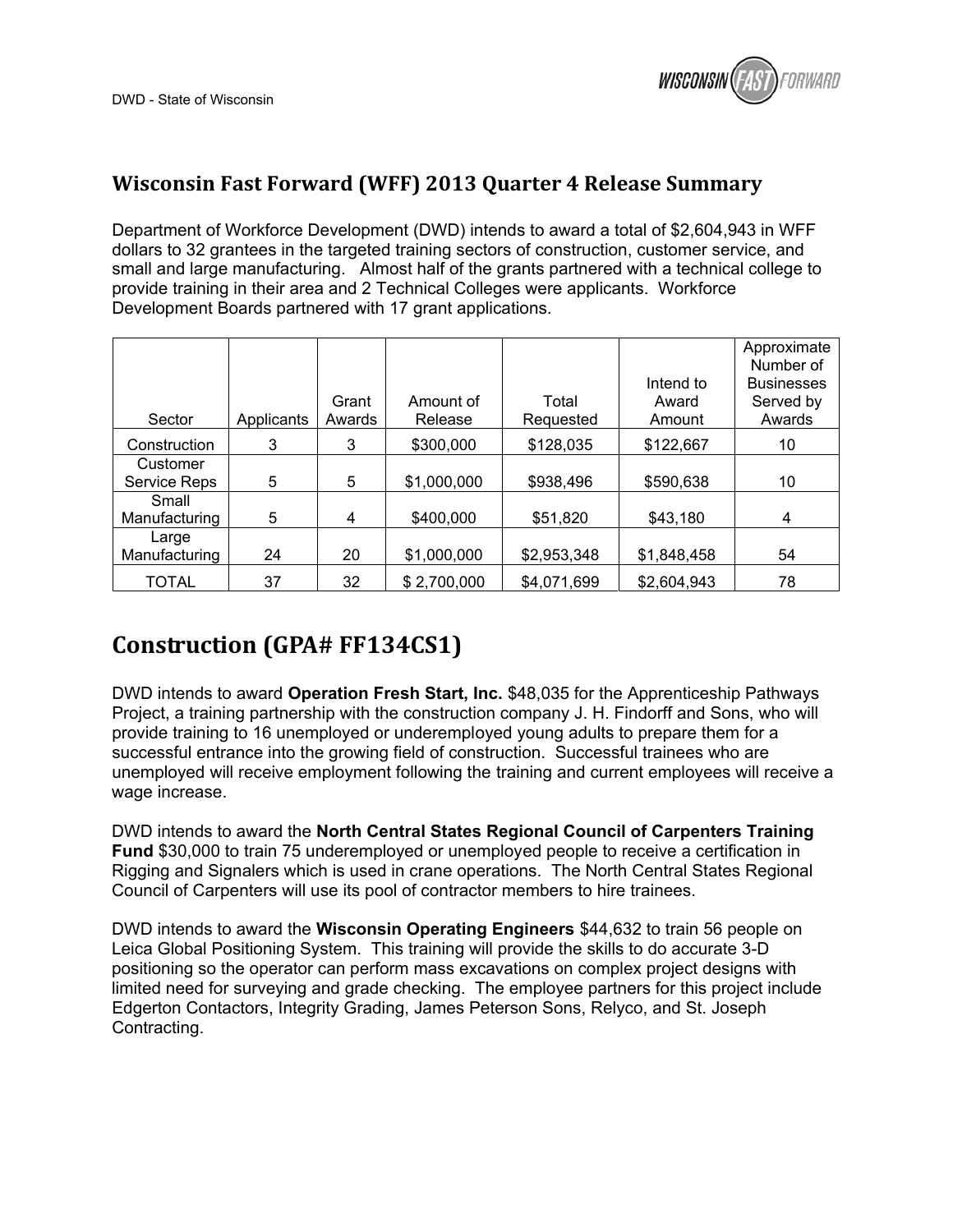## Wisconsin Fast Forward (WFF) 2013 Quarter 4 Release Summary

Department of Workforce Development (DWD) intends to award a total of $2,604,943 in WFF dollars to 32 grantees in the targeted training sectors of construction, customer service, and small and large manufacturing. Almost half of the grants partnered with a technical college to provide training in their area and 2 Technical Colleges were applicants. Workforce Development Boards partnered with 17 grant applications.

| Sector | Applicants | Grant Awards | Amount of Release | Total Requested | Intend to Award Amount | Approximate Number of Businesses Served by Awards |
|---|---|---|---|---|---|---|
| Construction | 3 | 3 | $300,000 | $128,035 | $122,667 | 10 |
| Customer Service Reps | 5 | 5 | $1,000,000 | $938,496 | $590,638 | 10 |
| Small Manufacturing | 5 | 4 | $400,000 | $51,820 | $43,180 | 4 |
| Large Manufacturing | 24 | 20 | $1,000,000 | $2,953,348 | $1,848,458 | 54 |
| TOTAL | 37 | 32 | $ 2,700,000 | $4,071,699 | $2,604,943 | 78 |

# Construction (GPA# FF134CS1)

DWD intends to award **Operation Fresh Start, Inc.** $48,035 for the Apprenticeship Pathways Project, a training partnership with the construction company J. H. Findorff and Sons, who will provide training to 16 unemployed or underemployed young adults to prepare them for a successful entrance into the growing field of construction. Successful trainees who are unemployed will receive employment following the training and current employees will receive a wage increase.

DWD intends to award the **North Central States Regional Council of Carpenters Training Fund** $30,000 to train 75 underemployed or unemployed people to receive a certification in Rigging and Signalers which is used in crane operations. The North Central States Regional Council of Carpenters will use its pool of contractor members to hire trainees.

DWD intends to award the **Wisconsin Operating Engineers** $44,632 to train 56 people on Leica Global Positioning System. This training will provide the skills to do accurate 3-D positioning so the operator can perform mass excavations on complex project designs with limited need for surveying and grade checking. The employee partners for this project include Edgerton Contactors, Integrity Grading, James Peterson Sons, Relyco, and St. Joseph Contracting.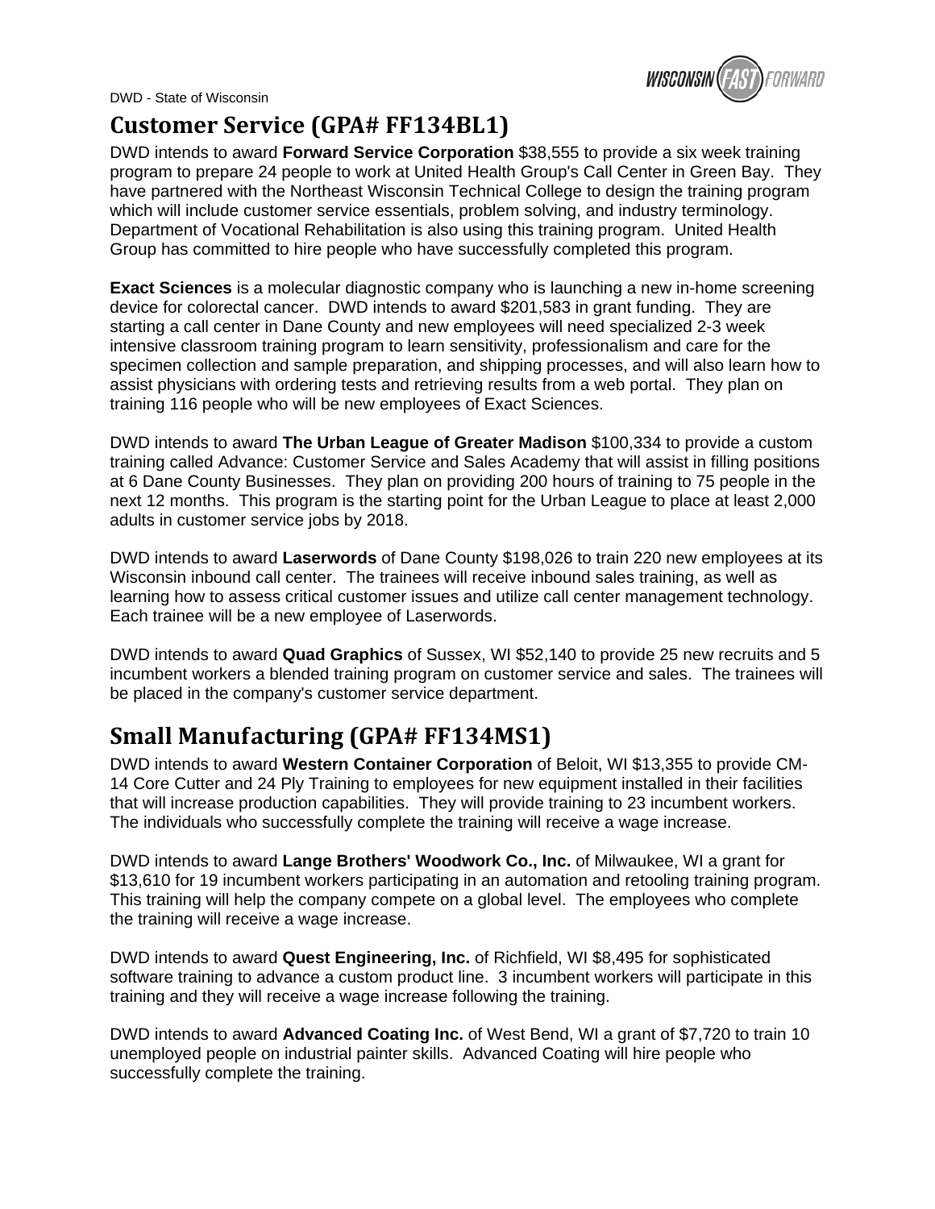## Customer Service (GPA# FF134BL1)

DWD intends to award **Forward Service Corporation** $38,555 to provide a six week training program to prepare 24 people to work at United Health Group's Call Center in Green Bay. They have partnered with the Northeast Wisconsin Technical College to design the training program which will include customer service essentials, problem solving, and industry terminology. Department of Vocational Rehabilitation is also using this training program. United Health Group has committed to hire people who have successfully completed this program.

**Exact Sciences** is a molecular diagnostic company who is launching a new in-home screening device for colorectal cancer. DWD intends to award $201,583 in grant funding. They are starting a call center in Dane County and new employees will need specialized 2-3 week intensive classroom training program to learn sensitivity, professionalism and care for the specimen collection and sample preparation, and shipping processes, and will also learn how to assist physicians with ordering tests and retrieving results from a web portal. They plan on training 116 people who will be new employees of Exact Sciences.

DWD intends to award **The Urban League of Greater Madison** $100,334 to provide a custom training called Advance: Customer Service and Sales Academy that will assist in filling positions at 6 Dane County Businesses. They plan on providing 200 hours of training to 75 people in the next 12 months. This program is the starting point for the Urban League to place at least 2,000 adults in customer service jobs by 2018.

DWD intends to award **Laserwords** of Dane County $198,026 to train 220 new employees at its Wisconsin inbound call center. The trainees will receive inbound sales training, as well as learning how to assess critical customer issues and utilize call center management technology. Each trainee will be a new employee of Laserwords.

DWD intends to award **Quad Graphics** of Sussex, WI $52,140 to provide 25 new recruits and 5 incumbent workers a blended training program on customer service and sales. The trainees will be placed in the company's customer service department.

## Small Manufacturing (GPA# FF134MS1)

DWD intends to award **Western Container Corporation** of Beloit, WI $13,355 to provide CM-14 Core Cutter and 24 Ply Training to employees for new equipment installed in their facilities that will increase production capabilities. They will provide training to 23 incumbent workers. The individuals who successfully complete the training will receive a wage increase.

DWD intends to award **Lange Brothers' Woodwork Co., Inc.** of Milwaukee, WI a grant for $13,610 for 19 incumbent workers participating in an automation and retooling training program. This training will help the company compete on a global level. The employees who complete the training will receive a wage increase.

DWD intends to award **Quest Engineering, Inc.** of Richfield, WI $8,495 for sophisticated software training to advance a custom product line. 3 incumbent workers will participate in this training and they will receive a wage increase following the training.

DWD intends to award **Advanced Coating Inc.** of West Bend, WI a grant of $7,720 to train 10 unemployed people on industrial painter skills. Advanced Coating will hire people who successfully complete the training.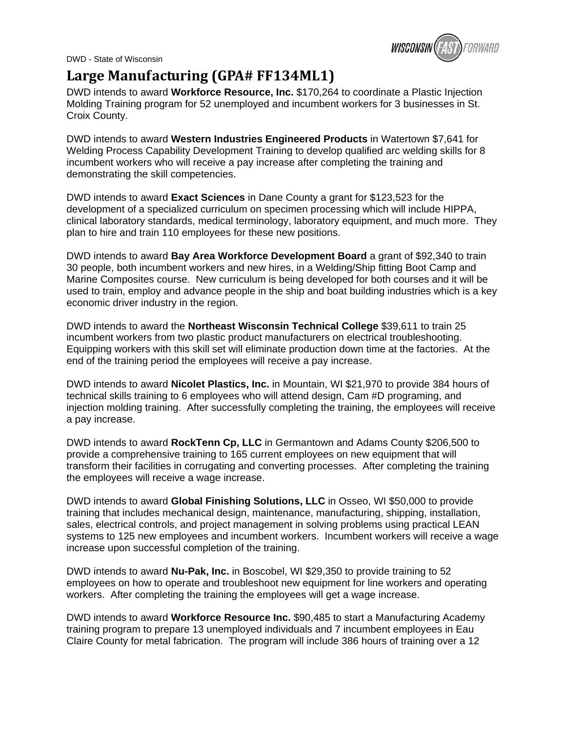DWD - State of Wisconsin

## Large Manufacturing (GPA# FF134ML1)

DWD intends to award **Workforce Resource, Inc.** $170,264 to coordinate a Plastic Injection Molding Training program for 52 unemployed and incumbent workers for 3 businesses in St. Croix County.

DWD intends to award **Western Industries Engineered Products** in Watertown $7,641 for Welding Process Capability Development Training to develop qualified arc welding skills for 8 incumbent workers who will receive a pay increase after completing the training and demonstrating the skill competencies.

DWD intends to award **Exact Sciences** in Dane County a grant for $123,523 for the development of a specialized curriculum on specimen processing which will include HIPPA, clinical laboratory standards, medical terminology, laboratory equipment, and much more. They plan to hire and train 110 employees for these new positions.

DWD intends to award **Bay Area Workforce Development Board** a grant of $92,340 to train 30 people, both incumbent workers and new hires, in a Welding/Ship fitting Boot Camp and Marine Composites course. New curriculum is being developed for both courses and it will be used to train, employ and advance people in the ship and boat building industries which is a key economic driver industry in the region.

DWD intends to award the **Northeast Wisconsin Technical College** $39,611 to train 25 incumbent workers from two plastic product manufacturers on electrical troubleshooting. Equipping workers with this skill set will eliminate production down time at the factories. At the end of the training period the employees will receive a pay increase.

DWD intends to award **Nicolet Plastics, Inc.** in Mountain, WI $21,970 to provide 384 hours of technical skills training to 6 employees who will attend design, Cam #D programing, and injection molding training. After successfully completing the training, the employees will receive a pay increase.

DWD intends to award **RockTenn Cp, LLC** in Germantown and Adams County $206,500 to provide a comprehensive training to 165 current employees on new equipment that will transform their facilities in corrugating and converting processes. After completing the training the employees will receive a wage increase.

DWD intends to award **Global Finishing Solutions, LLC** in Osseo, WI $50,000 to provide training that includes mechanical design, maintenance, manufacturing, shipping, installation, sales, electrical controls, and project management in solving problems using practical LEAN systems to 125 new employees and incumbent workers. Incumbent workers will receive a wage increase upon successful completion of the training.

DWD intends to award **Nu-Pak, Inc.** in Boscobel, WI $29,350 to provide training to 52 employees on how to operate and troubleshoot new equipment for line workers and operating workers. After completing the training the employees will get a wage increase.

DWD intends to award **Workforce Resource Inc.** $90,485 to start a Manufacturing Academy training program to prepare 13 unemployed individuals and 7 incumbent employees in Eau Claire County for metal fabrication. The program will include 386 hours of training over a 12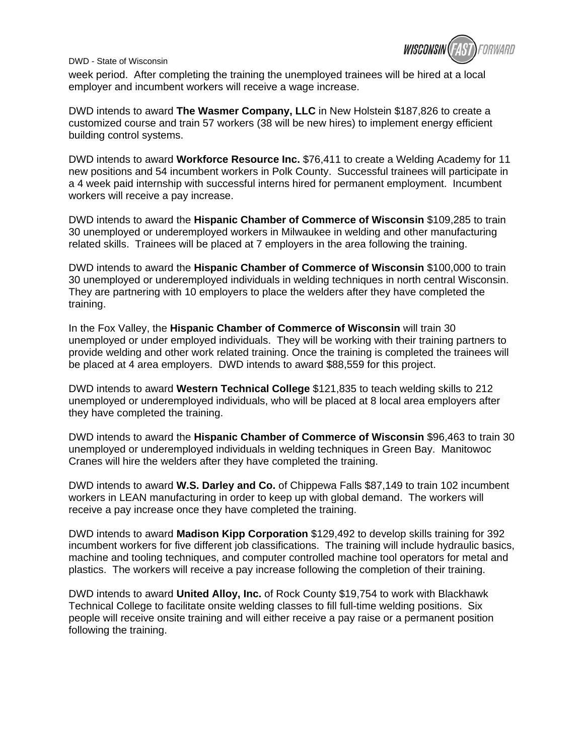week period.  After completing the training the unemployed trainees will be hired at a local employer and incumbent workers will receive a wage increase.

DWD intends to award **The Wasmer Company, LLC** in New Holstein $187,826 to create a customized course and train 57 workers (38 will be new hires) to implement energy efficient building control systems.

DWD intends to award **Workforce Resource Inc.** $76,411 to create a Welding Academy for 11 new positions and 54 incumbent workers in Polk County.  Successful trainees will participate in a 4 week paid internship with successful interns hired for permanent employment.  Incumbent workers will receive a pay increase.

DWD intends to award the **Hispanic Chamber of Commerce of Wisconsin** $109,285 to train 30 unemployed or underemployed workers in Milwaukee in welding and other manufacturing related skills.  Trainees will be placed at 7 employers in the area following the training.

DWD intends to award the **Hispanic Chamber of Commerce of Wisconsin** $100,000 to train 30 unemployed or underemployed individuals in welding techniques in north central Wisconsin. They are partnering with 10 employers to place the welders after they have completed the training.

In the Fox Valley, the **Hispanic Chamber of Commerce of Wisconsin** will train 30 unemployed or under employed individuals.  They will be working with their training partners to provide welding and other work related training. Once the training is completed the trainees will be placed at 4 area employers.  DWD intends to award $88,559 for this project.

DWD intends to award **Western Technical College** $121,835 to teach welding skills to 212 unemployed or underemployed individuals, who will be placed at 8 local area employers after they have completed the training.

DWD intends to award the **Hispanic Chamber of Commerce of Wisconsin** $96,463 to train 30 unemployed or underemployed individuals in welding techniques in Green Bay.  Manitowoc Cranes will hire the welders after they have completed the training.

DWD intends to award **W.S. Darley and Co.** of Chippewa Falls $87,149 to train 102 incumbent workers in LEAN manufacturing in order to keep up with global demand.  The workers will receive a pay increase once they have completed the training.

DWD intends to award **Madison Kipp Corporation** $129,492 to develop skills training for 392 incumbent workers for five different job classifications.  The training will include hydraulic basics, machine and tooling techniques, and computer controlled machine tool operators for metal and plastics.  The workers will receive a pay increase following the completion of their training.

DWD intends to award **United Alloy, Inc.** of Rock County $19,754 to work with Blackhawk Technical College to facilitate onsite welding classes to fill full-time welding positions.  Six people will receive onsite training and will either receive a pay raise or a permanent position following the training.